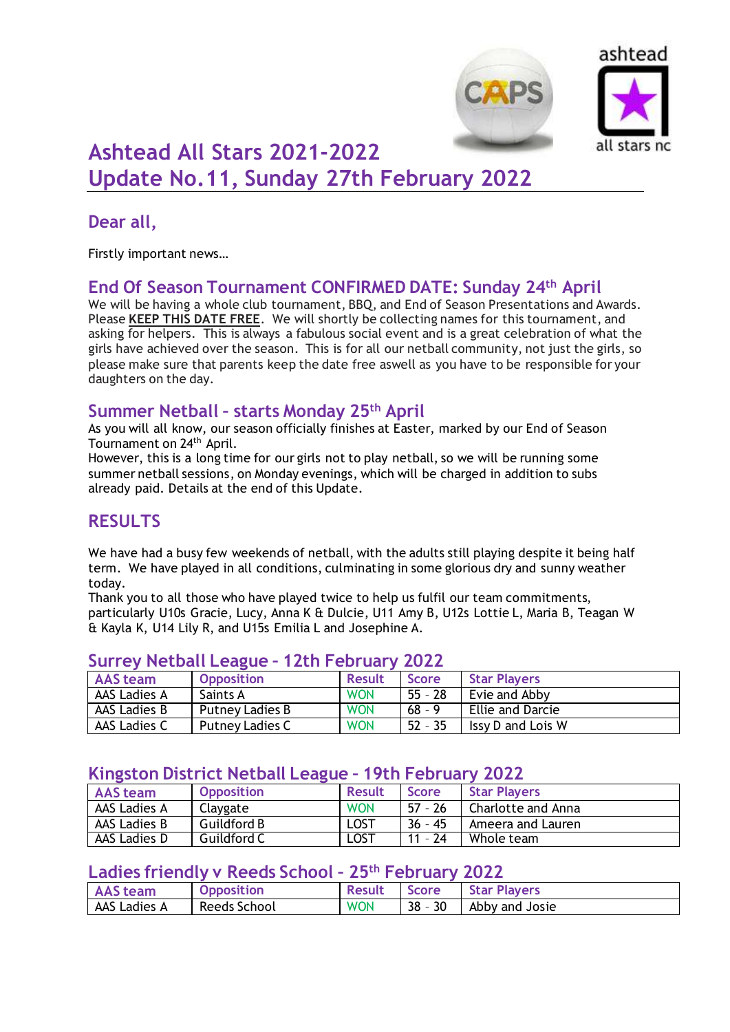# Ashtead All Stars 2021-2022
# Update No.11, Sunday 27th February 2022

## Dear all,

Firstly important news…

## End Of Season Tournament CONFIRMED DATE: Sunday 24th April

We will be having a whole club tournament, BBQ, and End of Season Presentations and Awards. Please **KEEP THIS DATE FREE**. We will shortly be collecting names for this tournament, and asking for helpers. This is always a fabulous social event and is a great celebration of what the girls have achieved over the season. This is for all our netball community, not just the girls, so please make sure that parents keep the date free aswell as you have to be responsible for your daughters on the day.

## Summer Netball – starts Monday 25th April

As you will all know, our season officially finishes at Easter, marked by our End of Season Tournament on 24th April.
However, this is a long time for our girls not to play netball, so we will be running some summer netball sessions, on Monday evenings, which will be charged in addition to subs already paid. Details at the end of this Update.

## RESULTS

We have had a busy few weekends of netball, with the adults still playing despite it being half term. We have played in all conditions, culminating in some glorious dry and sunny weather today.
Thank you to all those who have played twice to help us fulfil our team commitments, particularly U10s Gracie, Lucy, Anna K & Dulcie, U11 Amy B, U12s Lottie L, Maria B, Teagan W & Kayla K, U14 Lily R, and U15s Emilia L and Josephine A.

### Surrey Netball League – 12th February 2022

| AAS team | Opposition | Result | Score | Star Players |
|---|---|---|---|---|
| AAS Ladies A | Saints A | WON | 55 - 28 | Evie and Abby |
| AAS Ladies B | Putney Ladies B | WON | 68 - 9 | Ellie and Darcie |
| AAS Ladies C | Putney Ladies C | WON | 52 - 35 | Issy D and Lois W |

### Kingston District Netball League – 19th February 2022

| AAS team | Opposition | Result | Score | Star Players |
|---|---|---|---|---|
| AAS Ladies A | Claygate | WON | 57 - 26 | Charlotte and Anna |
| AAS Ladies B | Guildford B | LOST | 36 - 45 | Ameera and Lauren |
| AAS Ladies D | Guildford C | LOST | 11 - 24 | Whole team |

### Ladies friendly v Reeds School – 25th February 2022

| AAS team | Opposition | Result | Score | Star Players |
|---|---|---|---|---|
| AAS Ladies A | Reeds School | WON | 38 - 30 | Abby and Josie |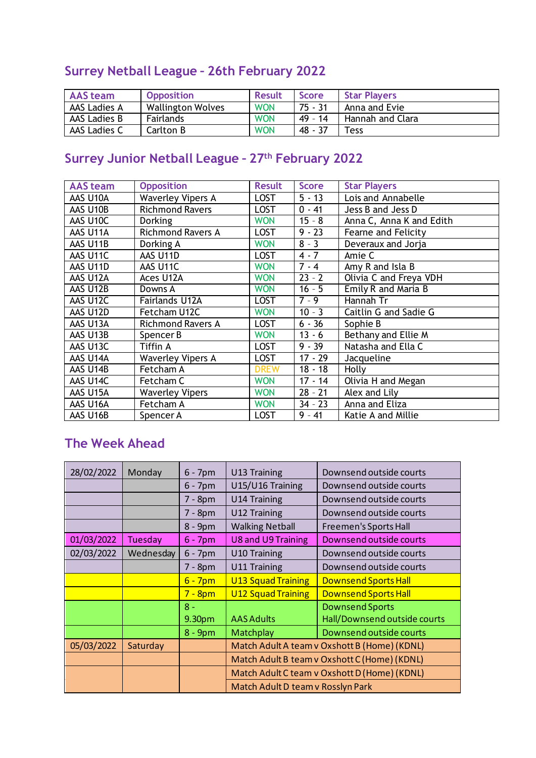## Surrey Netball League - 26th February 2022

| AAS team | Opposition | Result | Score | Star Players |
| --- | --- | --- | --- | --- |
| AAS Ladies A | Wallington Wolves | WON | 75 - 31 | Anna and Evie |
| AAS Ladies B | Fairlands | WON | 49 - 14 | Hannah and Clara |
| AAS Ladies C | Carlton B | WON | 48 - 37 | Tess |

## Surrey Junior Netball League - 27th February 2022

| AAS team | Opposition | Result | Score | Star Players |
| --- | --- | --- | --- | --- |
| AAS U10A | Waverley Vipers A | LOST | 5 - 13 | Lois and Annabelle |
| AAS U10B | Richmond Ravers | LOST | 0 - 41 | Jess B and Jess D |
| AAS U10C | Dorking | WON | 15 - 8 | Anna C, Anna K and Edith |
| AAS U11A | Richmond Ravers A | LOST | 9 - 23 | Fearne and Felicity |
| AAS U11B | Dorking A | WON | 8 - 3 | Deveraux and Jorja |
| AAS U11C | AAS U11D | LOST | 4 - 7 | Amie C |
| AAS U11D | AAS U11C | WON | 7 - 4 | Amy R and Isla B |
| AAS U12A | Aces U12A | WON | 23 - 2 | Olivia C and Freya VDH |
| AAS U12B | Downs A | WON | 16 - 5 | Emily R and Maria B |
| AAS U12C | Fairlands U12A | LOST | 7 - 9 | Hannah Tr |
| AAS U12D | Fetcham U12C | WON | 10 - 3 | Caitlin G and Sadie G |
| AAS U13A | Richmond Ravers A | LOST | 6 - 36 | Sophie B |
| AAS U13B | Spencer B | WON | 13 - 6 | Bethany and Ellie M |
| AAS U13C | Tiffin A | LOST | 9 - 39 | Natasha and Ella C |
| AAS U14A | Waverley Vipers A | LOST | 17 - 29 | Jacqueline |
| AAS U14B | Fetcham A | DREW | 18 - 18 | Holly |
| AAS U14C | Fetcham C | WON | 17 - 14 | Olivia H and Megan |
| AAS U15A | Waverley Vipers | WON | 28 - 21 | Alex and Lily |
| AAS U16A | Fetcham A | WON | 34 - 23 | Anna and Eliza |
| AAS U16B | Spencer A | LOST | 9 - 41 | Katie A and Millie |

## The Week Ahead

| Date | Day | Time | Activity | Venue |
| --- | --- | --- | --- | --- |
| 28/02/2022 | Monday | 6 - 7pm | U13 Training | Downsend outside courts |
| | | 6 - 7pm | U15/U16 Training | Downsend outside courts |
| | | 7 - 8pm | U14 Training | Downsend outside courts |
| | | 7 - 8pm | U12 Training | Downsend outside courts |
| | | 8 - 9pm | Walking Netball | Freemen's Sports Hall |
| 01/03/2022 | Tuesday | 6 - 7pm | U8 and U9 Training | Downsend outside courts |
| 02/03/2022 | Wednesday | 6 - 7pm | U10 Training | Downsend outside courts |
| | | 7 - 8pm | U11 Training | Downsend outside courts |
| | | 6 - 7pm | U13 Squad Training | Downsend Sports Hall |
| | | 7 - 8pm | U12 Squad Training | Downsend Sports Hall |
| | | 8 - 9.30pm | AAS Adults | Downsend Sports Hall/Downsend outside courts |
| | | 8 - 9pm | Matchplay | Downsend outside courts |
| 05/03/2022 | Saturday | | Match Adult A team v Oxshott B (Home) (KDNL) | |
| | | | Match Adult B team v Oxshott C (Home) (KDNL) | |
| | | | Match Adult C team v Oxshott D (Home) (KDNL) | |
| | | | Match Adult D team v Rosslyn Park | |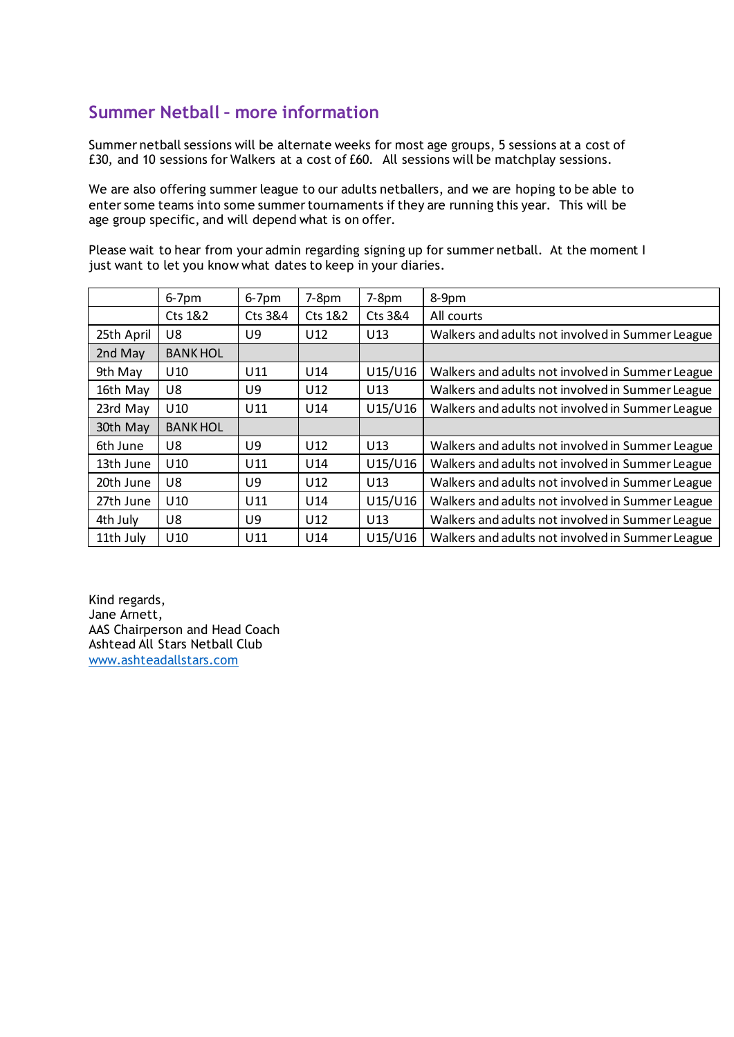## Summer Netball – more information

Summer netball sessions will be alternate weeks for most age groups, 5 sessions at a cost of £30, and 10 sessions for Walkers at a cost of £60. All sessions will be matchplay sessions.

We are also offering summer league to our adults netballers, and we are hoping to be able to enter some teams into some summer tournaments if they are running this year. This will be age group specific, and will depend what is on offer.

Please wait to hear from your admin regarding signing up for summer netball. At the moment I just want to let you know what dates to keep in your diaries.

| | 6-7pm | 6-7pm | 7-8pm | 7-8pm | 8-9pm |
|---|---|---|---|---|---|
| | Cts 1&2 | Cts 3&4 | Cts 1&2 | Cts 3&4 | All courts |
| 25th April | U8 | U9 | U12 | U13 | Walkers and adults not involved in Summer League |
| 2nd May | BANK HOL | | | | |
| 9th May | U10 | U11 | U14 | U15/U16 | Walkers and adults not involved in Summer League |
| 16th May | U8 | U9 | U12 | U13 | Walkers and adults not involved in Summer League |
| 23rd May | U10 | U11 | U14 | U15/U16 | Walkers and adults not involved in Summer League |
| 30th May | BANK HOL | | | | |
| 6th June | U8 | U9 | U12 | U13 | Walkers and adults not involved in Summer League |
| 13th June | U10 | U11 | U14 | U15/U16 | Walkers and adults not involved in Summer League |
| 20th June | U8 | U9 | U12 | U13 | Walkers and adults not involved in Summer League |
| 27th June | U10 | U11 | U14 | U15/U16 | Walkers and adults not involved in Summer League |
| 4th July | U8 | U9 | U12 | U13 | Walkers and adults not involved in Summer League |
| 11th July | U10 | U11 | U14 | U15/U16 | Walkers and adults not involved in Summer League |

Kind regards,
Jane Arnett,
AAS Chairperson and Head Coach
Ashtead All Stars Netball Club
[www.ashteadallstars.com](http://www.ashteadallstars.com)